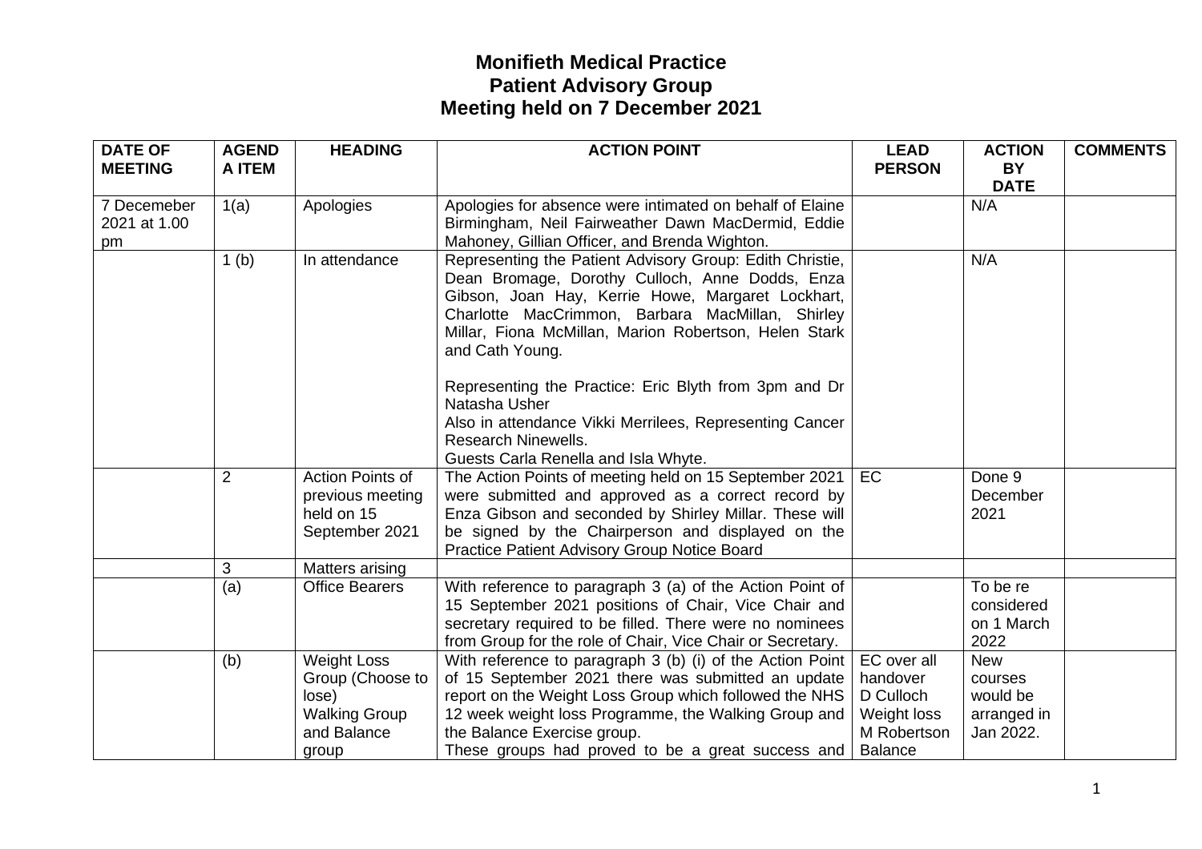# Monifieth Medical Practice
# Patient Advisory Group
# Meeting held on 7 December 2021

| DATE OF MEETING | AGENDA ITEM | HEADING | ACTION POINT | LEAD PERSON | ACTION BY DATE | COMMENTS |
|---|---|---|---|---|---|---|
| 7 Decemeber 2021 at 1.00 pm | 1(a) | Apologies | Apologies for absence were intimated on behalf of Elaine Birmingham, Neil Fairweather Dawn MacDermid, Eddie Mahoney, Gillian Officer, and Brenda Wighton. | | N/A | |
| | 1 (b) | In attendance | Representing the Patient Advisory Group: Edith Christie, Dean Bromage, Dorothy Culloch, Anne Dodds, Enza Gibson, Joan Hay, Kerrie Howe, Margaret Lockhart, Charlotte MacCrimmon, Barbara MacMillan, Shirley Millar, Fiona McMillan, Marion Robertson, Helen Stark and Cath Young.<br><br>Representing the Practice: Eric Blyth from 3pm and Dr Natasha Usher<br>Also in attendance Vikki Merrilees, Representing Cancer Research Ninewells.<br>Guests Carla Renella and Isla Whyte. | | N/A | |
| | 2 | Action Points of previous meeting held on 15 September 2021 | The Action Points of meeting held on 15 September 2021 were submitted and approved as a correct record by Enza Gibson and seconded by Shirley Millar. These will be signed by the Chairperson and displayed on the Practice Patient Advisory Group Notice Board | EC | Done 9 December 2021 | |
| | 3 | Matters arising | | | | |
| | (a) | Office Bearers | With reference to paragraph 3 (a) of the Action Point of 15 September 2021 positions of Chair, Vice Chair and secretary required to be filled. There were no nominees from Group for the role of Chair, Vice Chair or Secretary. | | To be re considered on 1 March 2022 | |
| | (b) | Weight Loss Group (Choose to lose)<br>Walking Group and Balance group | With reference to paragraph 3 (b) (i) of the Action Point of 15 September 2021 there was submitted an update report on the Weight Loss Group which followed the NHS 12 week weight loss Programme, the Walking Group and the Balance Exercise group.<br>These groups had proved to be a great success and | EC over all handover<br>D Culloch Weight loss<br>M Robertson Balance | New courses would be arranged in Jan 2022. | |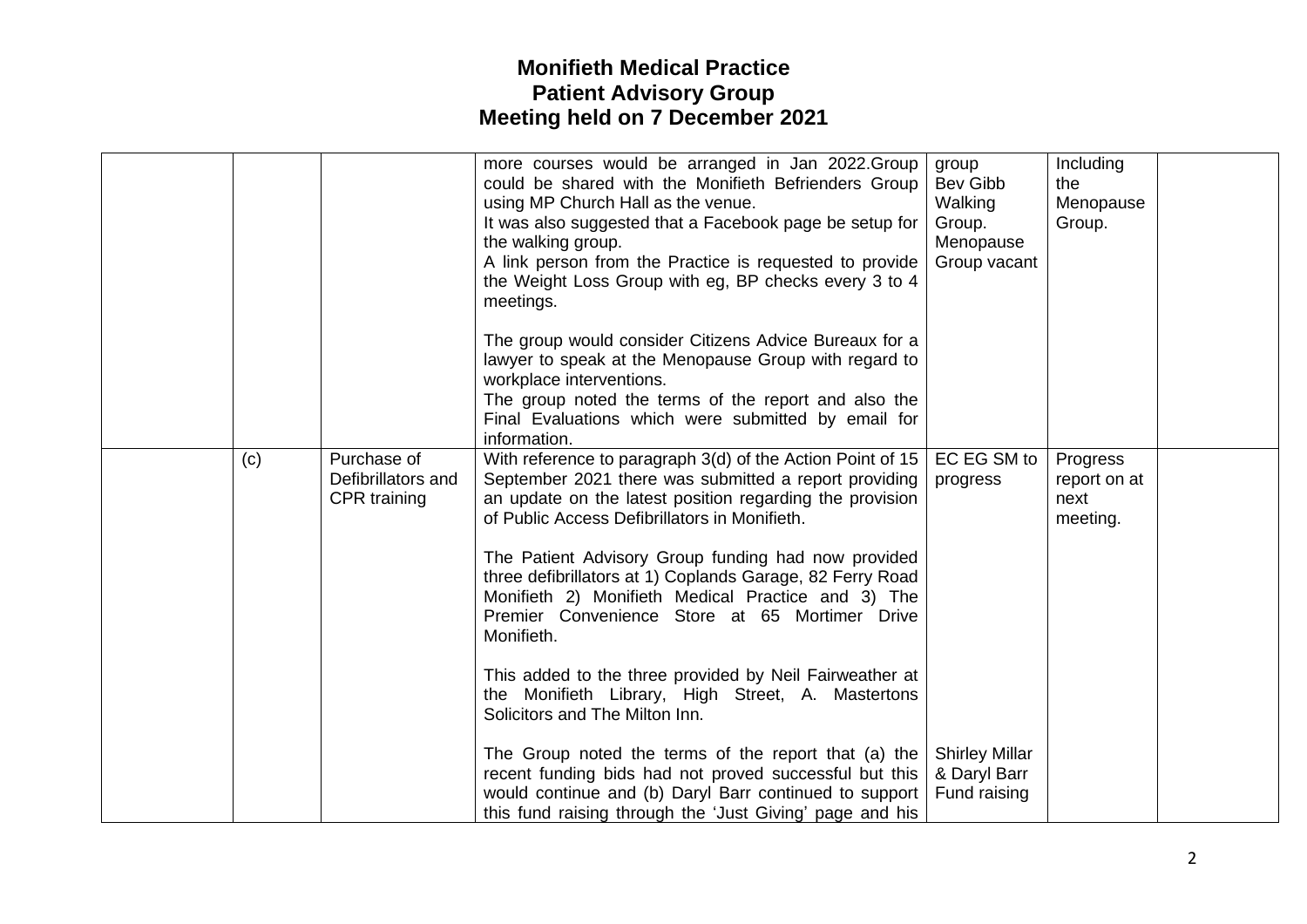# Monifieth Medical Practice
## Patient Advisory Group
## Meeting held on 7 December 2021

| | | | | | | |
|---|---|---|---|---|---|---|
| | | | more courses would be arranged in Jan 2022.Group could be shared with the Monifieth Befrienders Group using MP Church Hall as the venue.<br>It was also suggested that a Facebook page be setup for the walking group.<br>A link person from the Practice is requested to provide the Weight Loss Group with eg, BP checks every 3 to 4 meetings.<br><br>The group would consider Citizens Advice Bureaux for a lawyer to speak at the Menopause Group with regard to workplace interventions.<br>The group noted the terms of the report and also the Final Evaluations which were submitted by email for information. | group<br>Bev Gibb Walking Group.<br>Menopause Group vacant | Including the Menopause Group. | |
| | (c) | Purchase of Defibrillators and CPR training | With reference to paragraph 3(d) of the Action Point of 15 September 2021 there was submitted a report providing an update on the latest position regarding the provision of Public Access Defibrillators in Monifieth.<br><br>The Patient Advisory Group funding had now provided three defibrillators at 1) Coplands Garage, 82 Ferry Road Monifieth 2) Monifieth Medical Practice and 3) The Premier Convenience Store at 65 Mortimer Drive Monifieth.<br><br>This added to the three provided by Neil Fairweather at the Monifieth Library, High Street, A. Mastertons Solicitors and The Milton Inn.<br><br>The Group noted the terms of the report that (a) the recent funding bids had not proved successful but this would continue and (b) Daryl Barr continued to support this fund raising through the 'Just Giving' page and his | EC EG SM to progress<br><br>Shirley Millar & Daryl Barr Fund raising | Progress report on at next meeting. | |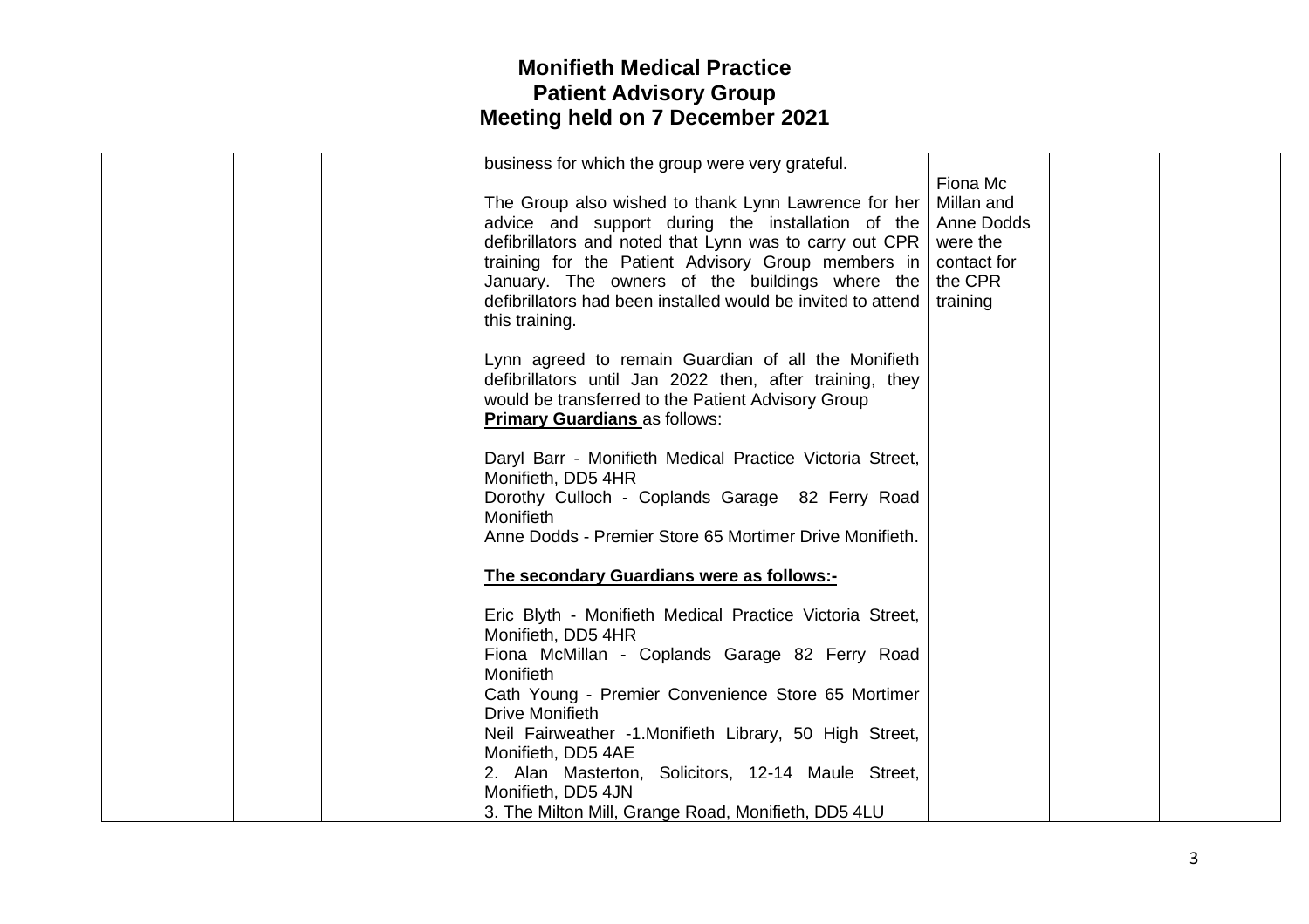# Monifieth Medical Practice
# Patient Advisory Group
# Meeting held on 7 December 2021

| | | | | | | |
|---|---|---|---|---|---|---|
| | | | business for which the group were very grateful.<br><br>The Group also wished to thank Lynn Lawrence for her advice and support during the installation of the defibrillators and noted that Lynn was to carry out CPR training for the Patient Advisory Group members in January. The owners of the buildings where the defibrillators had been installed would be invited to attend this training.<br><br>Lynn agreed to remain Guardian of all the Monifieth defibrillators until Jan 2022 then, after training, they would be transferred to the Patient Advisory Group **Primary Guardians** as follows:<br><br>Daryl Barr - Monifieth Medical Practice Victoria Street, Monifieth, DD5 4HR<br>Dorothy Culloch - Coplands Garage 82 Ferry Road Monifieth<br>Anne Dodds - Premier Store 65 Mortimer Drive Monifieth.<br><br>**The secondary Guardians were as follows:-**<br><br>Eric Blyth - Monifieth Medical Practice Victoria Street, Monifieth, DD5 4HR<br>Fiona McMillan - Coplands Garage 82 Ferry Road Monifieth<br>Cath Young - Premier Convenience Store 65 Mortimer Drive Monifieth<br>Neil Fairweather -1.Monifieth Library, 50 High Street, Monifieth, DD5 4AE<br>2. Alan Masterton, Solicitors, 12-14 Maule Street, Monifieth, DD5 4JN<br>3. The Milton Mill, Grange Road, Monifieth, DD5 4LU | Fiona Mc Millan and Anne Dodds were the contact for the CPR training | | |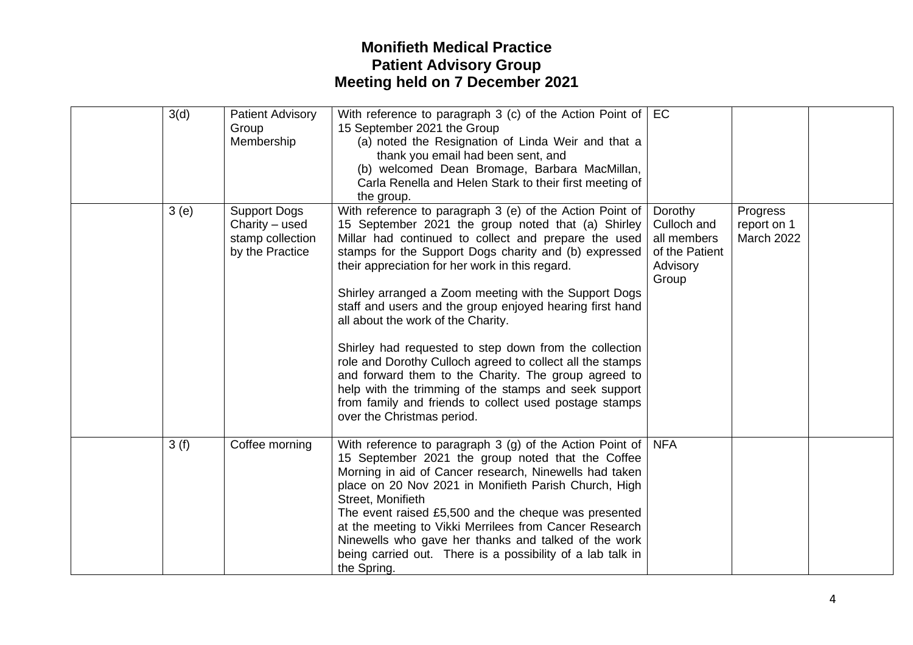# Monifieth Medical Practice
# Patient Advisory Group
# Meeting held on 7 December 2021

| | | | | | | |
|---|---|---|---|---|---|---|
| | 3(d) | Patient Advisory Group Membership | With reference to paragraph 3 (c) of the Action Point of 15 September 2021 the Group<br>(a) noted the Resignation of Linda Weir and that a thank you email had been sent, and<br>(b) welcomed Dean Bromage, Barbara MacMillan, Carla Renella and Helen Stark to their first meeting of the group. | EC | | |
| | 3 (e) | Support Dogs Charity – used stamp collection by the Practice | With reference to paragraph 3 (e) of the Action Point of 15 September 2021 the group noted that (a) Shirley Millar had continued to collect and prepare the used stamps for the Support Dogs charity and (b) expressed their appreciation for her work in this regard.<br><br>Shirley arranged a Zoom meeting with the Support Dogs staff and users and the group enjoyed hearing first hand all about the work of the Charity.<br><br>Shirley had requested to step down from the collection role and Dorothy Culloch agreed to collect all the stamps and forward them to the Charity. The group agreed to help with the trimming of the stamps and seek support from family and friends to collect used postage stamps over the Christmas period. | Dorothy Culloch and all members of the Patient Advisory Group | Progress report on 1 March 2022 | |
| | 3 (f) | Coffee morning | With reference to paragraph 3 (g) of the Action Point of 15 September 2021 the group noted that the Coffee Morning in aid of Cancer research, Ninewells had taken place on 20 Nov 2021 in Monifieth Parish Church, High Street, Monifieth<br>The event raised £5,500 and the cheque was presented at the meeting to Vikki Merrilees from Cancer Research Ninewells who gave her thanks and talked of the work being carried out. There is a possibility of a lab talk in the Spring. | NFA | | |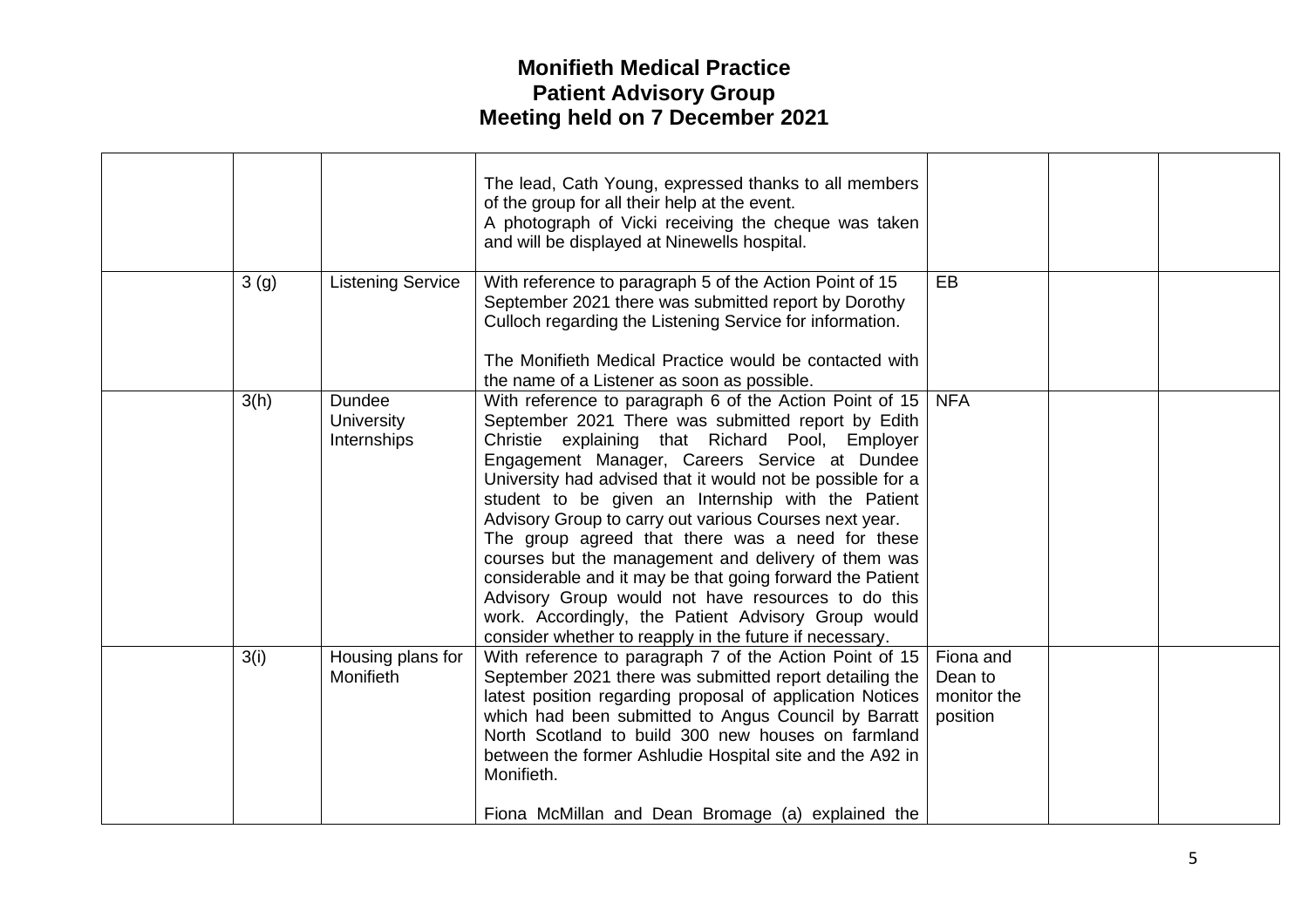# Monifieth Medical Practice
## Patient Advisory Group
## Meeting held on 7 December 2021

| | | | | | | |
|---|---|---|---|---|---|---|
| | | | The lead, Cath Young, expressed thanks to all members of the group for all their help at the event.<br>A photograph of Vicki receiving the cheque was taken and will be displayed at Ninewells hospital. | | | |
| | 3 (g) | Listening Service | With reference to paragraph 5 of the Action Point of 15 September 2021 there was submitted report by Dorothy Culloch regarding the Listening Service for information.<br><br>The Monifieth Medical Practice would be contacted with the name of a Listener as soon as possible. | EB | | |
| | 3(h) | Dundee University Internships | With reference to paragraph 6 of the Action Point of 15 September 2021 There was submitted report by Edith Christie explaining that Richard Pool, Employer Engagement Manager, Careers Service at Dundee University had advised that it would not be possible for a student to be given an Internship with the Patient Advisory Group to carry out various Courses next year.<br>The group agreed that there was a need for these courses but the management and delivery of them was considerable and it may be that going forward the Patient Advisory Group would not have resources to do this work. Accordingly, the Patient Advisory Group would consider whether to reapply in the future if necessary. | NFA | | |
| | 3(i) | Housing plans for Monifieth | With reference to paragraph 7 of the Action Point of 15 September 2021 there was submitted report detailing the latest position regarding proposal of application Notices which had been submitted to Angus Council by Barratt North Scotland to build 300 new houses on farmland between the former Ashludie Hospital site and the A92 in Monifieth.<br><br>Fiona McMillan and Dean Bromage (a) explained the | Fiona and Dean to monitor the position | | |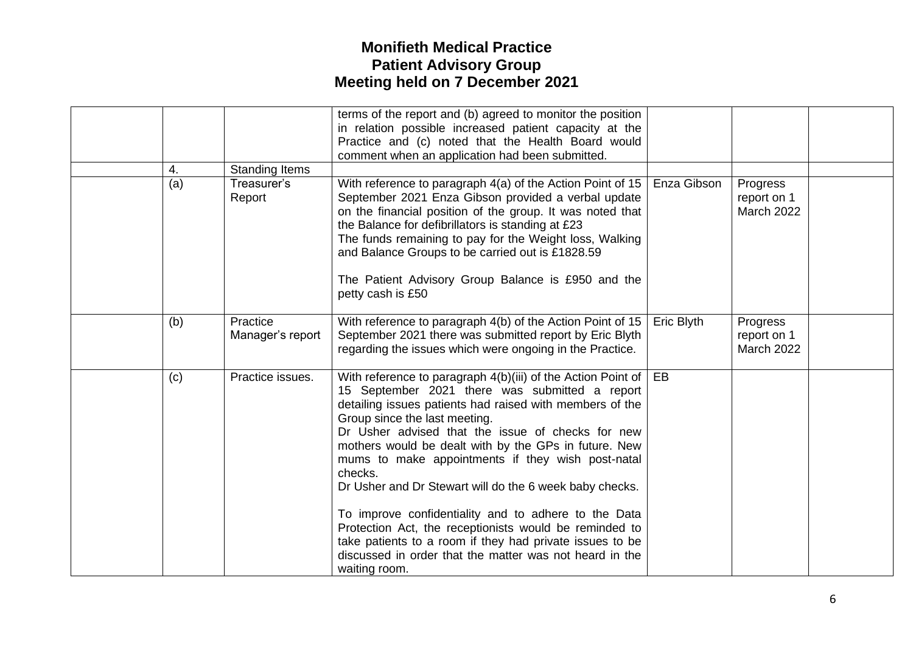# Monifieth Medical Practice
# Patient Advisory Group
# Meeting held on 7 December 2021

| | | | | | | |
|---|---|---|---|---|---|---|
| | | | terms of the report and (b) agreed to monitor the position in relation possible increased patient capacity at the Practice and (c) noted that the Health Board would comment when an application had been submitted. | | | |
| | 4. | Standing Items | | | | |
| | (a) | Treasurer's Report | With reference to paragraph 4(a) of the Action Point of 15 September 2021 Enza Gibson provided a verbal update on the financial position of the group. It was noted that the Balance for defibrillators is standing at £23<br>The funds remaining to pay for the Weight loss, Walking and Balance Groups to be carried out is £1828.59<br><br>The Patient Advisory Group Balance is £950 and the petty cash is £50 | Enza Gibson | Progress report on 1 March 2022 | |
| | (b) | Practice Manager's report | With reference to paragraph 4(b) of the Action Point of 15 September 2021 there was submitted report by Eric Blyth regarding the issues which were ongoing in the Practice. | Eric Blyth | Progress report on 1 March 2022 | |
| | (c) | Practice issues. | With reference to paragraph 4(b)(iii) of the Action Point of 15 September 2021 there was submitted a report detailing issues patients had raised with members of the Group since the last meeting.<br>Dr Usher advised that the issue of checks for new mothers would be dealt with by the GPs in future. New mums to make appointments if they wish post-natal checks.<br>Dr Usher and Dr Stewart will do the 6 week baby checks.<br><br>To improve confidentiality and to adhere to the Data Protection Act, the receptionists would be reminded to take patients to a room if they had private issues to be discussed in order that the matter was not heard in the waiting room. | EB | | |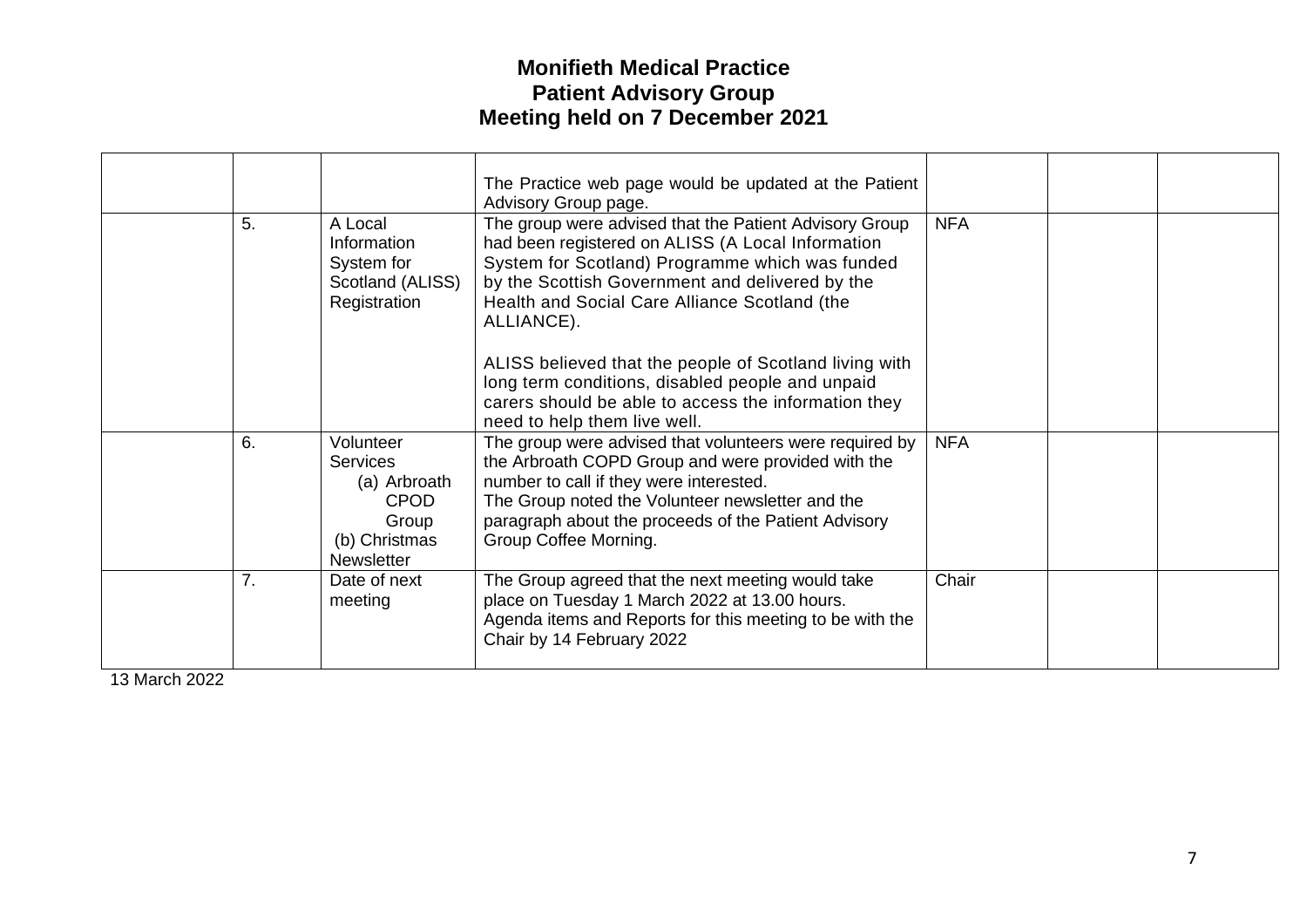# Monifieth Medical Practice
# Patient Advisory Group
# Meeting held on 7 December 2021

| | | | | | | |
|---|---|---|---|---|---|---|
| | | | The Practice web page would be updated at the Patient Advisory Group page. | | | |
| | 5. | A Local Information System for Scotland (ALISS) Registration | The group were advised that the Patient Advisory Group had been registered on ALISS (A Local Information System for Scotland) Programme which was funded by the Scottish Government and delivered by the Health and Social Care Alliance Scotland (the ALLIANCE).<br><br>ALISS believed that the people of Scotland living with long term conditions, disabled people and unpaid carers should be able to access the information they need to help them live well. | NFA | | |
| | 6. | Volunteer Services<br>(a) Arbroath CPOD Group<br>(b) Christmas Newsletter | The group were advised that volunteers were required by the Arbroath COPD Group and were provided with the number to call if they were interested.<br>The Group noted the Volunteer newsletter and the paragraph about the proceeds of the Patient Advisory Group Coffee Morning. | NFA | | |
| | 7. | Date of next meeting | The Group agreed that the next meeting would take place on Tuesday 1 March 2022 at 13.00 hours.<br>Agenda items and Reports for this meeting to be with the Chair by 14 February 2022 | Chair | | |

13 March 2022